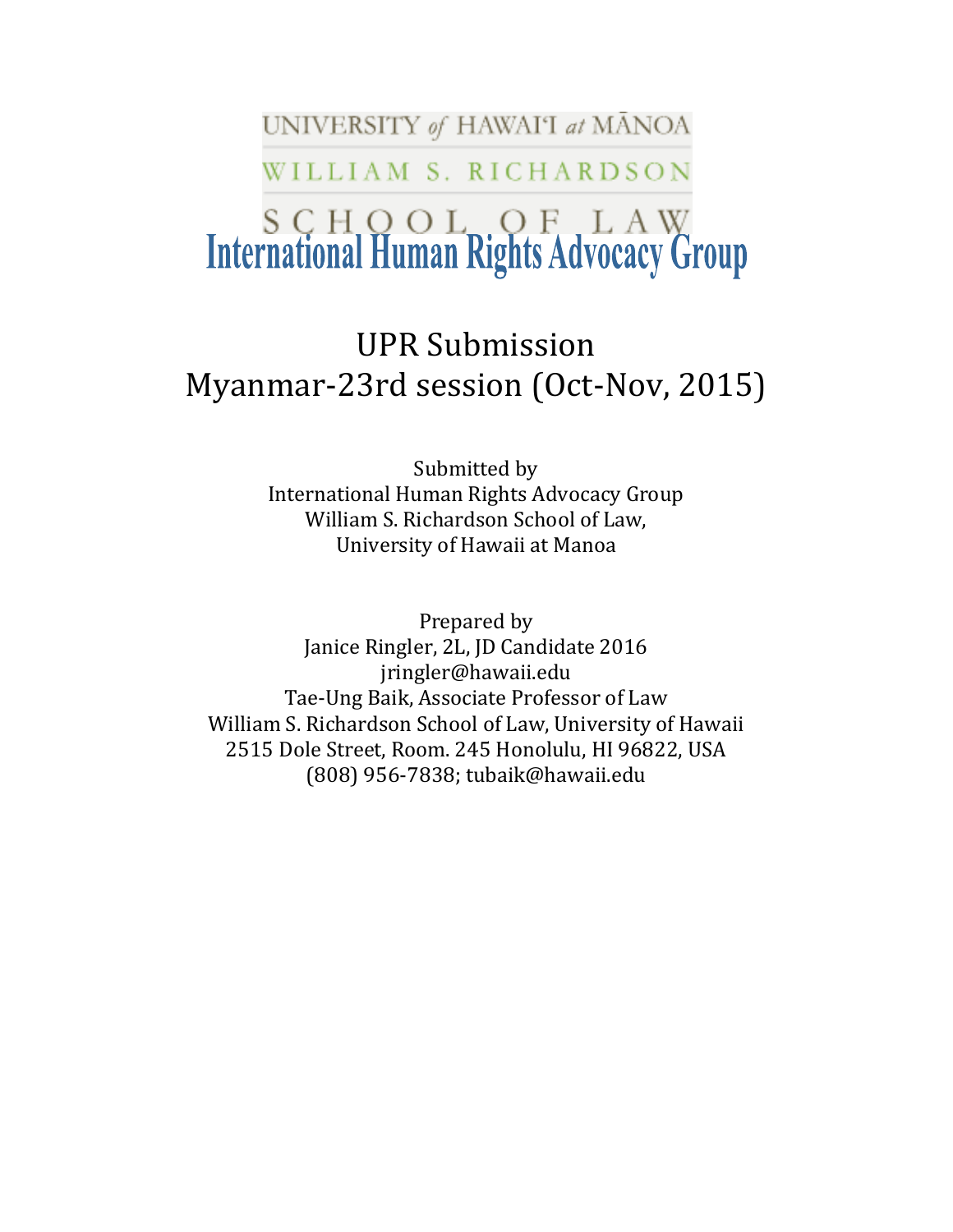UNIVERSITY of HAWAI'I at MĀNOA

WILLIAM S. RICHARDSON

SCHOOL OF LAW

# International Human Rights Advocacy Group

## UPR Submission
## Myanmar-23rd session (Oct-Nov, 2015)

Submitted by
International Human Rights Advocacy Group
William S. Richardson School of Law,
University of Hawaii at Manoa

Prepared by
Janice Ringler, 2L, JD Candidate 2016
jringler@hawaii.edu
Tae-Ung Baik, Associate Professor of Law
William S. Richardson School of Law, University of Hawaii
2515 Dole Street, Room. 245 Honolulu, HI 96822, USA
(808) 956-7838; tubaik@hawaii.edu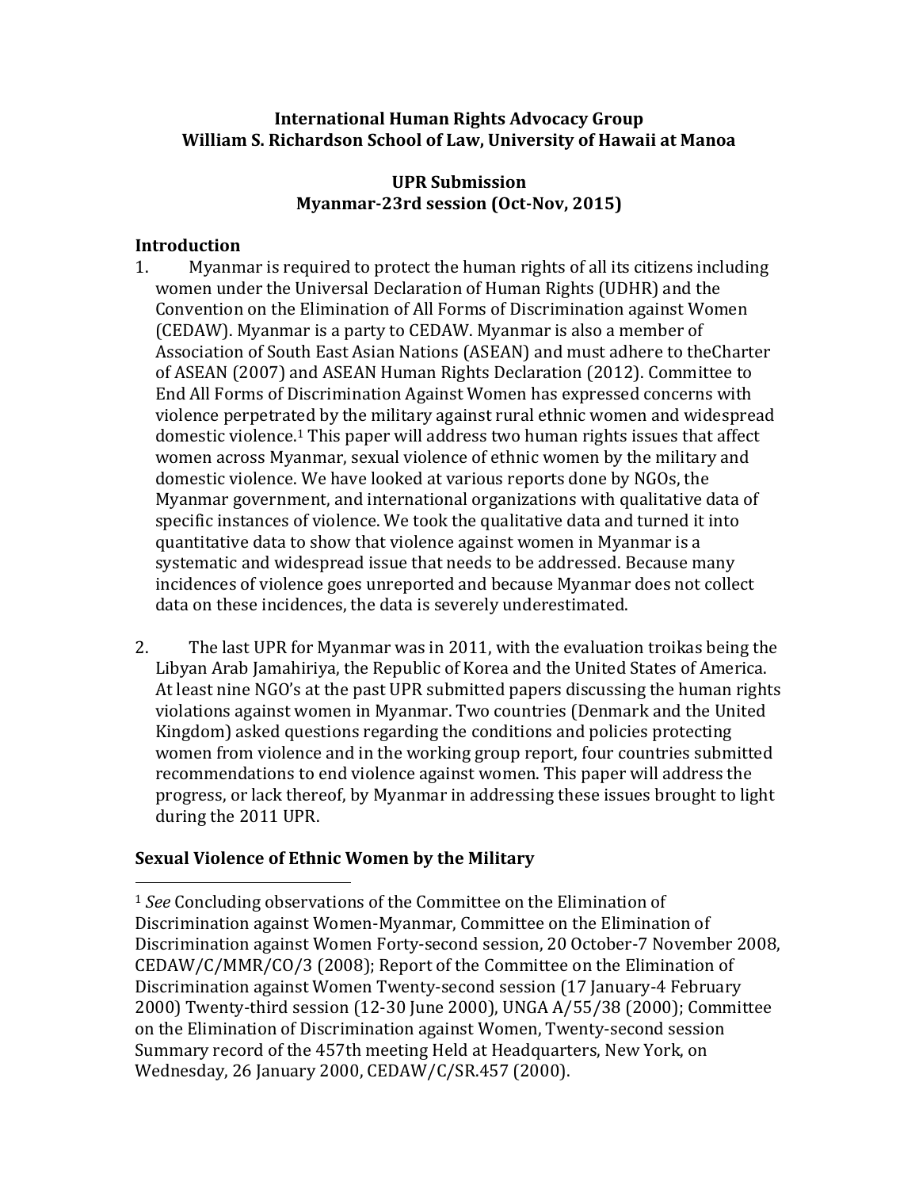**International Human Rights Advocacy Group**
**William S. Richardson School of Law, University of Hawaii at Manoa**

**UPR Submission**
**Myanmar-23rd session (Oct-Nov, 2015)**

## Introduction

1. Myanmar is required to protect the human rights of all its citizens including women under the Universal Declaration of Human Rights (UDHR) and the Convention on the Elimination of All Forms of Discrimination against Women (CEDAW). Myanmar is a party to CEDAW. Myanmar is also a member of Association of South East Asian Nations (ASEAN) and must adhere to theCharter of ASEAN (2007) and ASEAN Human Rights Declaration (2012). Committee to End All Forms of Discrimination Against Women has expressed concerns with violence perpetrated by the military against rural ethnic women and widespread domestic violence.[1] This paper will address two human rights issues that affect women across Myanmar, sexual violence of ethnic women by the military and domestic violence. We have looked at various reports done by NGOs, the Myanmar government, and international organizations with qualitative data of specific instances of violence. We took the qualitative data and turned it into quantitative data to show that violence against women in Myanmar is a systematic and widespread issue that needs to be addressed. Because many incidences of violence goes unreported and because Myanmar does not collect data on these incidences, the data is severely underestimated.

2. The last UPR for Myanmar was in 2011, with the evaluation troikas being the Libyan Arab Jamahiriya, the Republic of Korea and the United States of America. At least nine NGO's at the past UPR submitted papers discussing the human rights violations against women in Myanmar. Two countries (Denmark and the United Kingdom) asked questions regarding the conditions and policies protecting women from violence and in the working group report, four countries submitted recommendations to end violence against women. This paper will address the progress, or lack thereof, by Myanmar in addressing these issues brought to light during the 2011 UPR.

## Sexual Violence of Ethnic Women by the Military

---

[1] *See* Concluding observations of the Committee on the Elimination of Discrimination against Women-Myanmar, Committee on the Elimination of Discrimination against Women Forty-second session, 20 October-7 November 2008, CEDAW/C/MMR/CO/3 (2008); Report of the Committee on the Elimination of Discrimination against Women Twenty-second session (17 January-4 February 2000) Twenty-third session (12-30 June 2000), UNGA A/55/38 (2000); Committee on the Elimination of Discrimination against Women, Twenty-second session Summary record of the 457th meeting Held at Headquarters, New York, on Wednesday, 26 January 2000, CEDAW/C/SR.457 (2000).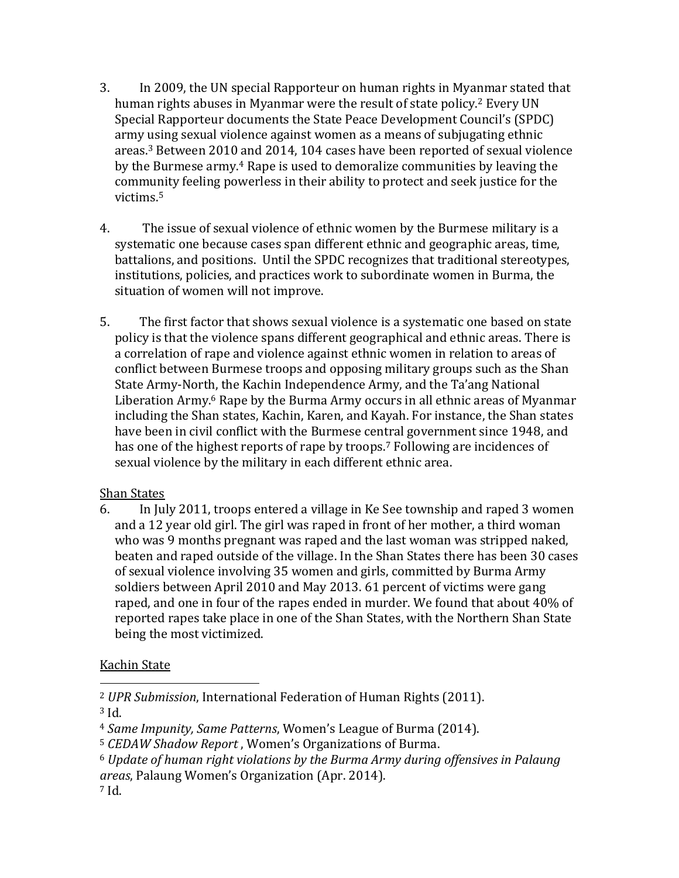3. In 2009, the UN special Rapporteur on human rights in Myanmar stated that human rights abuses in Myanmar were the result of state policy.[2] Every UN Special Rapporteur documents the State Peace Development Council's (SPDC) army using sexual violence against women as a means of subjugating ethnic areas.[3] Between 2010 and 2014, 104 cases have been reported of sexual violence by the Burmese army.[4] Rape is used to demoralize communities by leaving the community feeling powerless in their ability to protect and seek justice for the victims.[5]

4. The issue of sexual violence of ethnic women by the Burmese military is a systematic one because cases span different ethnic and geographic areas, time, battalions, and positions. Until the SPDC recognizes that traditional stereotypes, institutions, policies, and practices work to subordinate women in Burma, the situation of women will not improve.

5. The first factor that shows sexual violence is a systematic one based on state policy is that the violence spans different geographical and ethnic areas. There is a correlation of rape and violence against ethnic women in relation to areas of conflict between Burmese troops and opposing military groups such as the Shan State Army-North, the Kachin Independence Army, and the Ta'ang National Liberation Army.[6] Rape by the Burma Army occurs in all ethnic areas of Myanmar including the Shan states, Kachin, Karen, and Kayah. For instance, the Shan states have been in civil conflict with the Burmese central government since 1948, and has one of the highest reports of rape by troops.[7] Following are incidences of sexual violence by the military in each different ethnic area.

<u>Shan States</u>

6. In July 2011, troops entered a village in Ke See township and raped 3 women and a 12 year old girl. The girl was raped in front of her mother, a third woman who was 9 months pregnant was raped and the last woman was stripped naked, beaten and raped outside of the village. In the Shan States there has been 30 cases of sexual violence involving 35 women and girls, committed by Burma Army soldiers between April 2010 and May 2013. 61 percent of victims were gang raped, and one in four of the rapes ended in murder. We found that about 40% of reported rapes take place in one of the Shan States, with the Northern Shan State being the most victimized.

<u>Kachin State</u>

---

[2] *UPR Submission*, International Federation of Human Rights (2011).

[3] Id.

[4] *Same Impunity, Same Patterns*, Women's League of Burma (2014).

[5] *CEDAW Shadow Report* , Women's Organizations of Burma.

[6] *Update of human right violations by the Burma Army during offensives in Palaung areas*, Palaung Women's Organization (Apr. 2014).

[7] Id.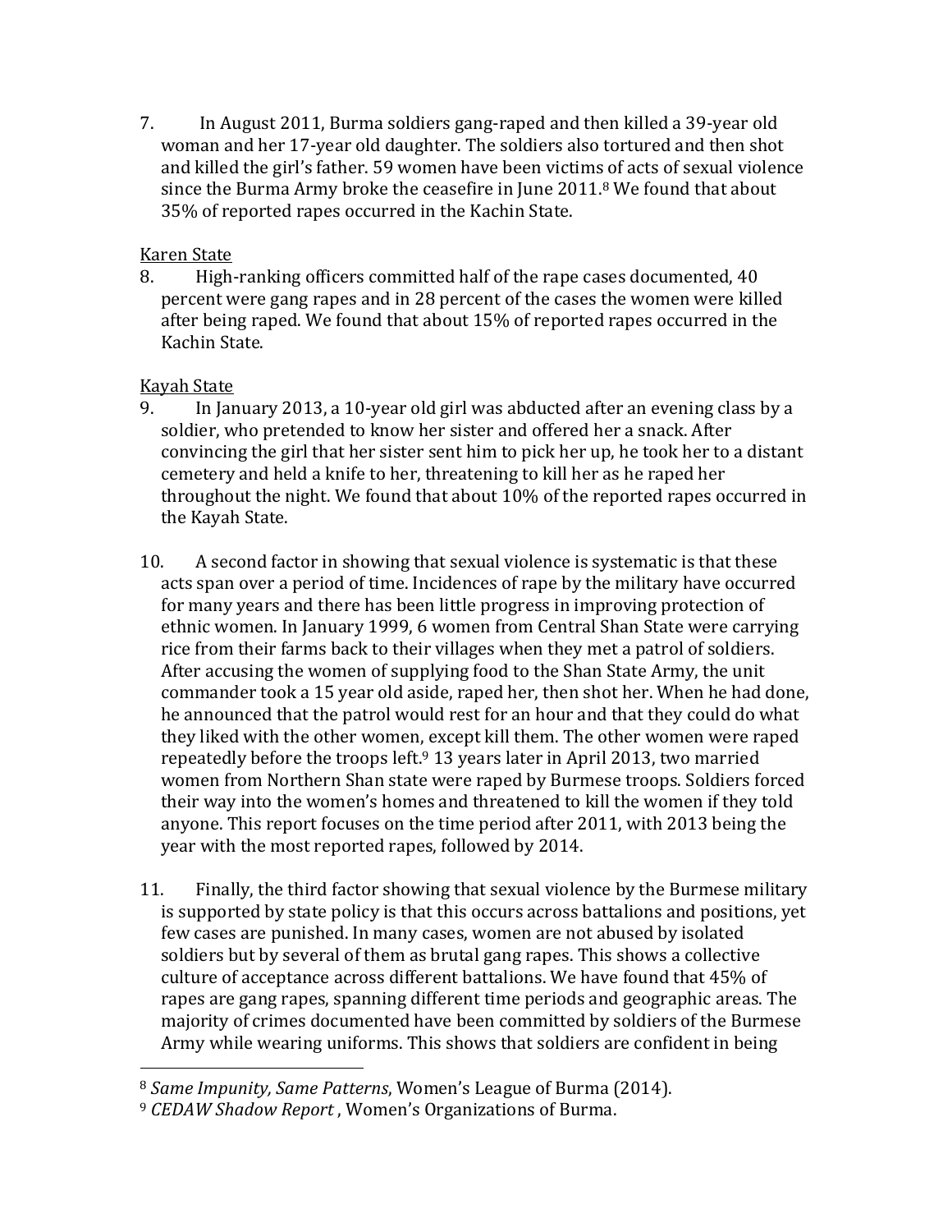7. In August 2011, Burma soldiers gang-raped and then killed a 39-year old woman and her 17-year old daughter. The soldiers also tortured and then shot and killed the girl's father. 59 women have been victims of acts of sexual violence since the Burma Army broke the ceasefire in June 2011.[8] We found that about 35% of reported rapes occurred in the Kachin State.

<u>Karen State</u>

8. High-ranking officers committed half of the rape cases documented, 40 percent were gang rapes and in 28 percent of the cases the women were killed after being raped. We found that about 15% of reported rapes occurred in the Kachin State.

<u>Kayah State</u>

9. In January 2013, a 10-year old girl was abducted after an evening class by a soldier, who pretended to know her sister and offered her a snack. After convincing the girl that her sister sent him to pick her up, he took her to a distant cemetery and held a knife to her, threatening to kill her as he raped her throughout the night. We found that about 10% of the reported rapes occurred in the Kayah State.

10. A second factor in showing that sexual violence is systematic is that these acts span over a period of time. Incidences of rape by the military have occurred for many years and there has been little progress in improving protection of ethnic women. In January 1999, 6 women from Central Shan State were carrying rice from their farms back to their villages when they met a patrol of soldiers. After accusing the women of supplying food to the Shan State Army, the unit commander took a 15 year old aside, raped her, then shot her. When he had done, he announced that the patrol would rest for an hour and that they could do what they liked with the other women, except kill them. The other women were raped repeatedly before the troops left.[9] 13 years later in April 2013, two married women from Northern Shan state were raped by Burmese troops. Soldiers forced their way into the women's homes and threatened to kill the women if they told anyone. This report focuses on the time period after 2011, with 2013 being the year with the most reported rapes, followed by 2014.

11. Finally, the third factor showing that sexual violence by the Burmese military is supported by state policy is that this occurs across battalions and positions, yet few cases are punished. In many cases, women are not abused by isolated soldiers but by several of them as brutal gang rapes. This shows a collective culture of acceptance across different battalions. We have found that 45% of rapes are gang rapes, spanning different time periods and geographic areas. The majority of crimes documented have been committed by soldiers of the Burmese Army while wearing uniforms. This shows that soldiers are confident in being

---

[8] *Same Impunity, Same Patterns*, Women's League of Burma (2014).

[9] *CEDAW Shadow Report* , Women's Organizations of Burma.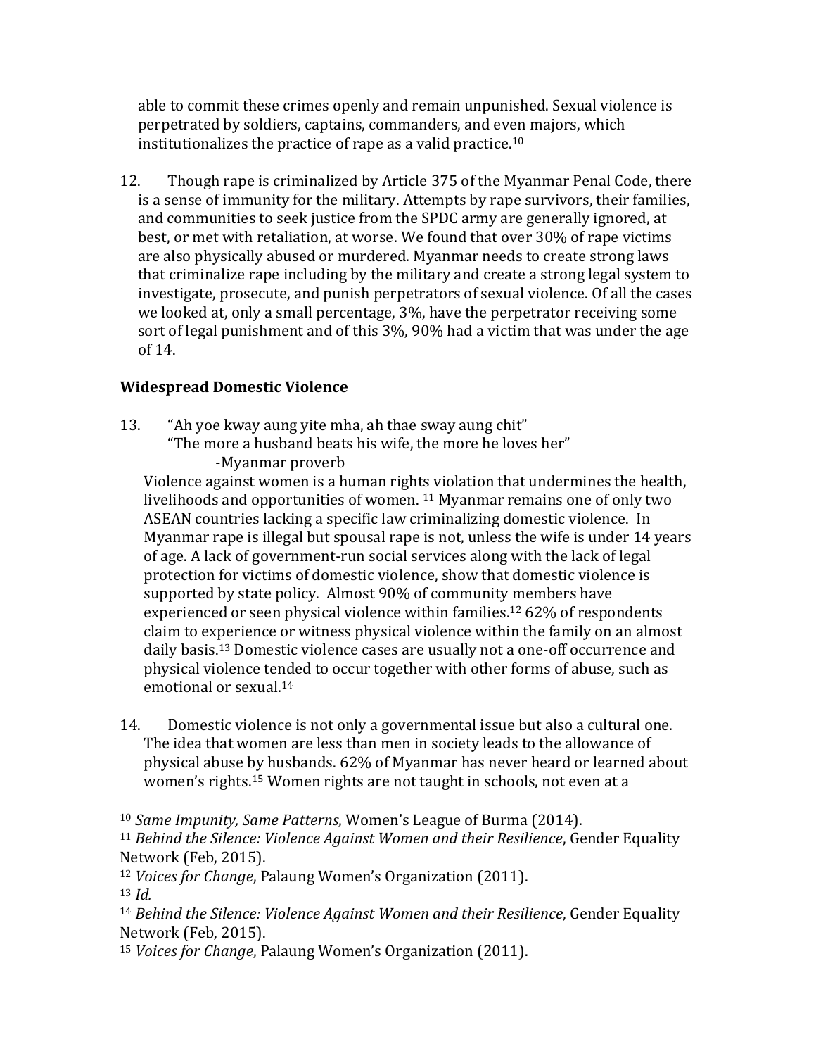able to commit these crimes openly and remain unpunished. Sexual violence is perpetrated by soldiers, captains, commanders, and even majors, which institutionalizes the practice of rape as a valid practice.[10]

12. Though rape is criminalized by Article 375 of the Myanmar Penal Code, there is a sense of immunity for the military. Attempts by rape survivors, their families, and communities to seek justice from the SPDC army are generally ignored, at best, or met with retaliation, at worse. We found that over 30% of rape victims are also physically abused or murdered. Myanmar needs to create strong laws that criminalize rape including by the military and create a strong legal system to investigate, prosecute, and punish perpetrators of sexual violence. Of all the cases we looked at, only a small percentage, 3%, have the perpetrator receiving some sort of legal punishment and of this 3%, 90% had a victim that was under the age of 14.

## Widespread Domestic Violence

13. "Ah yoe kway aung yite mha, ah thae sway aung chit"
"The more a husband beats his wife, the more he loves her"
-Myanmar proverb

Violence against women is a human rights violation that undermines the health, livelihoods and opportunities of women. [11] Myanmar remains one of only two ASEAN countries lacking a specific law criminalizing domestic violence. In Myanmar rape is illegal but spousal rape is not, unless the wife is under 14 years of age. A lack of government-run social services along with the lack of legal protection for victims of domestic violence, show that domestic violence is supported by state policy. Almost 90% of community members have experienced or seen physical violence within families.[12] 62% of respondents claim to experience or witness physical violence within the family on an almost daily basis.[13] Domestic violence cases are usually not a one-off occurrence and physical violence tended to occur together with other forms of abuse, such as emotional or sexual.[14]

14. Domestic violence is not only a governmental issue but also a cultural one. The idea that women are less than men in society leads to the allowance of physical abuse by husbands. 62% of Myanmar has never heard or learned about women's rights.[15] Women rights are not taught in schools, not even at a

---

[10] *Same Impunity, Same Patterns*, Women's League of Burma (2014).

[11] *Behind the Silence: Violence Against Women and their Resilience*, Gender Equality Network (Feb, 2015).

[12] *Voices for Change*, Palaung Women's Organization (2011).

[13] *Id.*

[14] *Behind the Silence: Violence Against Women and their Resilience*, Gender Equality Network (Feb, 2015).

[15] *Voices for Change*, Palaung Women's Organization (2011).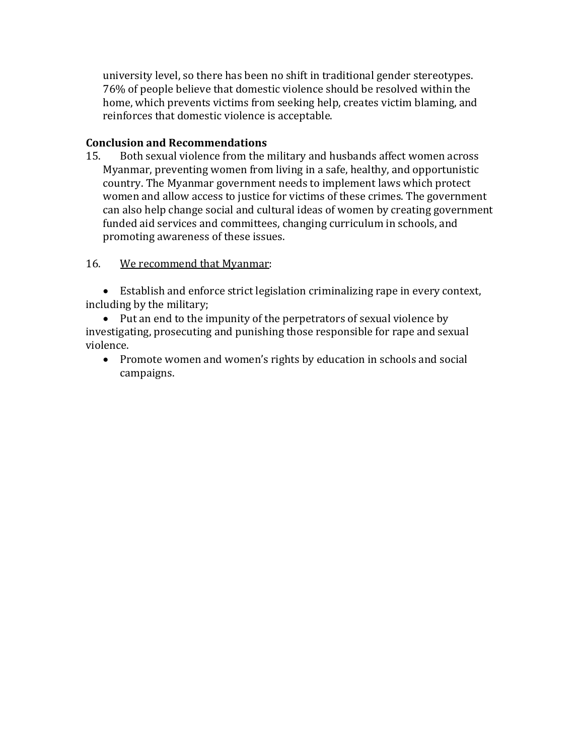university level, so there has been no shift in traditional gender stereotypes. 76% of people believe that domestic violence should be resolved within the home, which prevents victims from seeking help, creates victim blaming, and reinforces that domestic violence is acceptable.

**Conclusion and Recommendations**

15. Both sexual violence from the military and husbands affect women across Myanmar, preventing women from living in a safe, healthy, and opportunistic country. The Myanmar government needs to implement laws which protect women and allow access to justice for victims of these crimes. The government can also help change social and cultural ideas of women by creating government funded aid services and committees, changing curriculum in schools, and promoting awareness of these issues.

16. We recommend that Myanmar:

- Establish and enforce strict legislation criminalizing rape in every context, including by the military;
- Put an end to the impunity of the perpetrators of sexual violence by investigating, prosecuting and punishing those responsible for rape and sexual violence.
- Promote women and women's rights by education in schools and social campaigns.